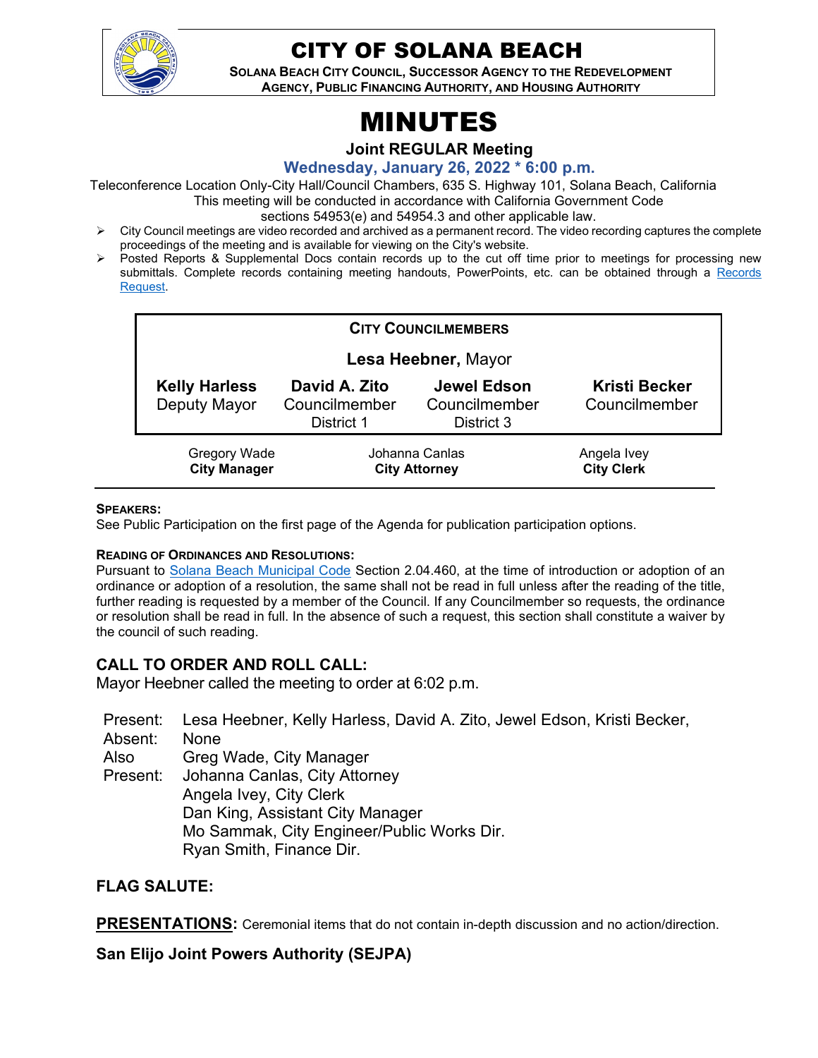# CITY OF SOLANA BEACH

**SOLANA BEACH CITY COUNCIL, SUCCESSOR AGENCY TO THE REDEVELOPMENT AGENCY, PUBLIC FINANCING AUTHORITY, AND HOUSING AUTHORITY**

# MINUTES

## Joint REGULAR Meeting

### Wednesday, January 26, 2022 * 6:00 p.m.

Teleconference Location Only-City Hall/Council Chambers, 635 S. Highway 101, Solana Beach, California
This meeting will be conducted in accordance with California Government Code sections 54953(e) and 54954.3 and other applicable law.

- City Council meetings are video recorded and archived as a permanent record. The video recording captures the complete proceedings of the meeting and is available for viewing on the City's website.
- Posted Reports & Supplemental Docs contain records up to the cut off time prior to meetings for processing new submittals. Complete records containing meeting handouts, PowerPoints, etc. can be obtained through a Records Request.

**CITY COUNCILMEMBERS**

**Lesa Heebner,** Mayor

| **Kelly Harless** | **David A. Zito** | **Jewel Edson** | **Kristi Becker** |
|---|---|---|---|
| Deputy Mayor | Councilmember District 1 | Councilmember District 3 | Councilmember |

| Gregory Wade | Johanna Canlas | Angela Ivey |
|---|---|---|
| **City Manager** | **City Attorney** | **City Clerk** |

**SPEAKERS:**
See Public Participation on the first page of the Agenda for publication participation options.

**READING OF ORDINANCES AND RESOLUTIONS:**
Pursuant to Solana Beach Municipal Code Section 2.04.460, at the time of introduction or adoption of an ordinance or adoption of a resolution, the same shall not be read in full unless after the reading of the title, further reading is requested by a member of the Council. If any Councilmember so requests, the ordinance or resolution shall be read in full. In the absence of such a request, this section shall constitute a waiver by the council of such reading.

## CALL TO ORDER AND ROLL CALL:

Mayor Heebner called the meeting to order at 6:02 p.m.

Present: Lesa Heebner, Kelly Harless, David A. Zito, Jewel Edson, Kristi Becker,
Absent: None
Also Present: Greg Wade, City Manager
Johanna Canlas, City Attorney
Angela Ivey, City Clerk
Dan King, Assistant City Manager
Mo Sammak, City Engineer/Public Works Dir.
Ryan Smith, Finance Dir.

## FLAG SALUTE:

**PRESENTATIONS:** Ceremonial items that do not contain in-depth discussion and no action/direction.

### San Elijo Joint Powers Authority (SEJPA)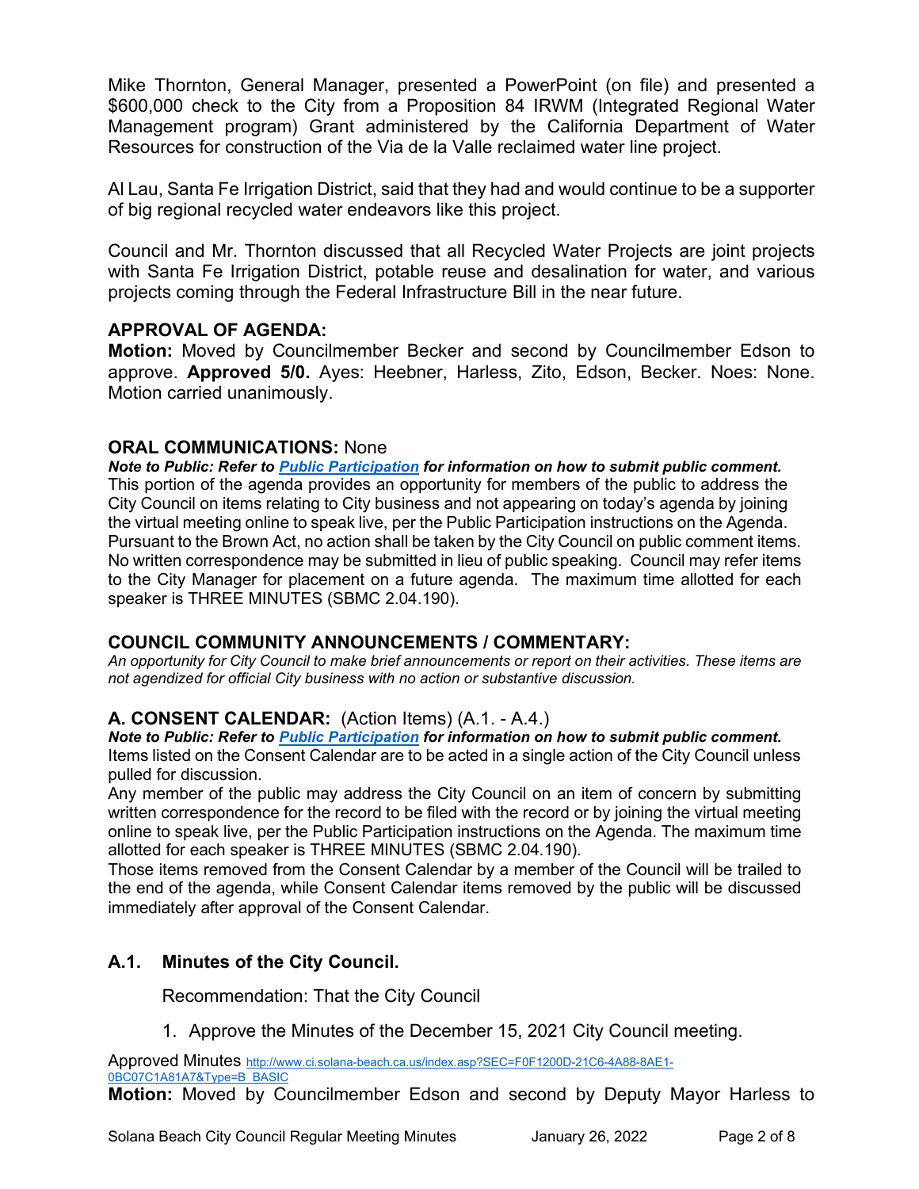Mike Thornton, General Manager, presented a PowerPoint (on file) and presented a $600,000 check to the City from a Proposition 84 IRWM (Integrated Regional Water Management program) Grant administered by the California Department of Water Resources for construction of the Via de la Valle reclaimed water line project.

Al Lau, Santa Fe Irrigation District, said that they had and would continue to be a supporter of big regional recycled water endeavors like this project.

Council and Mr. Thornton discussed that all Recycled Water Projects are joint projects with Santa Fe Irrigation District, potable reuse and desalination for water, and various projects coming through the Federal Infrastructure Bill in the near future.

## APPROVAL OF AGENDA:

**Motion:** Moved by Councilmember Becker and second by Councilmember Edson to approve. **Approved 5/0.** Ayes: Heebner, Harless, Zito, Edson, Becker. Noes: None. Motion carried unanimously.

## ORAL COMMUNICATIONS: None

***Note to Public: Refer to [Public Participation]() for information on how to submit public comment.***
This portion of the agenda provides an opportunity for members of the public to address the City Council on items relating to City business and not appearing on today's agenda by joining the virtual meeting online to speak live, per the Public Participation instructions on the Agenda. Pursuant to the Brown Act, no action shall be taken by the City Council on public comment items. No written correspondence may be submitted in lieu of public speaking. Council may refer items to the City Manager for placement on a future agenda. The maximum time allotted for each speaker is THREE MINUTES (SBMC 2.04.190).

## COUNCIL COMMUNITY ANNOUNCEMENTS / COMMENTARY:

*An opportunity for City Council to make brief announcements or report on their activities. These items are not agendized for official City business with no action or substantive discussion.*

## A. CONSENT CALENDAR: (Action Items) (A.1. - A.4.)

***Note to Public: Refer to [Public Participation]() for information on how to submit public comment.***
Items listed on the Consent Calendar are to be acted in a single action of the City Council unless pulled for discussion.
Any member of the public may address the City Council on an item of concern by submitting written correspondence for the record to be filed with the record or by joining the virtual meeting online to speak live, per the Public Participation instructions on the Agenda. The maximum time allotted for each speaker is THREE MINUTES (SBMC 2.04.190).
Those items removed from the Consent Calendar by a member of the Council will be trailed to the end of the agenda, while Consent Calendar items removed by the public will be discussed immediately after approval of the Consent Calendar.

### A.1. Minutes of the City Council.

Recommendation: That the City Council

1. Approve the Minutes of the December 15, 2021 City Council meeting.

Approved Minutes http://www.ci.solana-beach.ca.us/index.asp?SEC=F0F1200D-21C6-4A88-8AE1-0BC07C1A81A7&Type=B_BASIC

**Motion:** Moved by Councilmember Edson and second by Deputy Mayor Harless to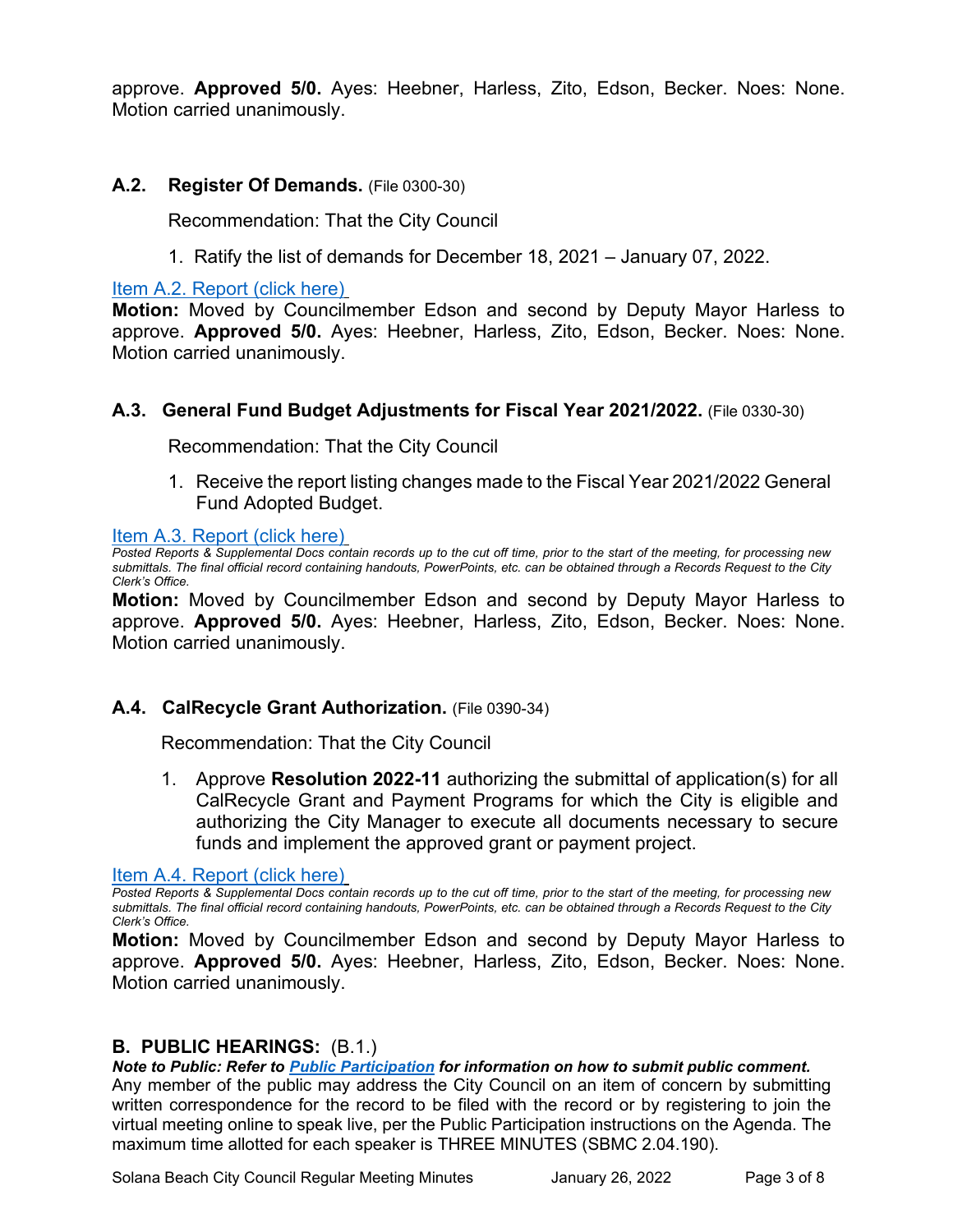approve. **Approved 5/0.** Ayes: Heebner, Harless, Zito, Edson, Becker. Noes: None. Motion carried unanimously.

### A.2. Register Of Demands. (File 0300-30)

Recommendation: That the City Council

1. Ratify the list of demands for December 18, 2021 – January 07, 2022.

[Item A.2. Report (click here)](#)

**Motion:** Moved by Councilmember Edson and second by Deputy Mayor Harless to approve. **Approved 5/0.** Ayes: Heebner, Harless, Zito, Edson, Becker. Noes: None. Motion carried unanimously.

### A.3. General Fund Budget Adjustments for Fiscal Year 2021/2022. (File 0330-30)

Recommendation: That the City Council

1. Receive the report listing changes made to the Fiscal Year 2021/2022 General Fund Adopted Budget.

[Item A.3. Report (click here)](#)

*Posted Reports & Supplemental Docs contain records up to the cut off time, prior to the start of the meeting, for processing new submittals. The final official record containing handouts, PowerPoints, etc. can be obtained through a Records Request to the City Clerk's Office.*

**Motion:** Moved by Councilmember Edson and second by Deputy Mayor Harless to approve. **Approved 5/0.** Ayes: Heebner, Harless, Zito, Edson, Becker. Noes: None. Motion carried unanimously.

### A.4. CalRecycle Grant Authorization. (File 0390-34)

Recommendation: That the City Council

1. Approve **Resolution 2022-11** authorizing the submittal of application(s) for all CalRecycle Grant and Payment Programs for which the City is eligible and authorizing the City Manager to execute all documents necessary to secure funds and implement the approved grant or payment project.

[Item A.4. Report (click here)](#)

*Posted Reports & Supplemental Docs contain records up to the cut off time, prior to the start of the meeting, for processing new submittals. The final official record containing handouts, PowerPoints, etc. can be obtained through a Records Request to the City Clerk's Office.*

**Motion:** Moved by Councilmember Edson and second by Deputy Mayor Harless to approve. **Approved 5/0.** Ayes: Heebner, Harless, Zito, Edson, Becker. Noes: None. Motion carried unanimously.

## B. PUBLIC HEARINGS: (B.1.)

***Note to Public: Refer to [Public Participation](#) for information on how to submit public comment.***

Any member of the public may address the City Council on an item of concern by submitting written correspondence for the record to be filed with the record or by registering to join the virtual meeting online to speak live, per the Public Participation instructions on the Agenda. The maximum time allotted for each speaker is THREE MINUTES (SBMC 2.04.190).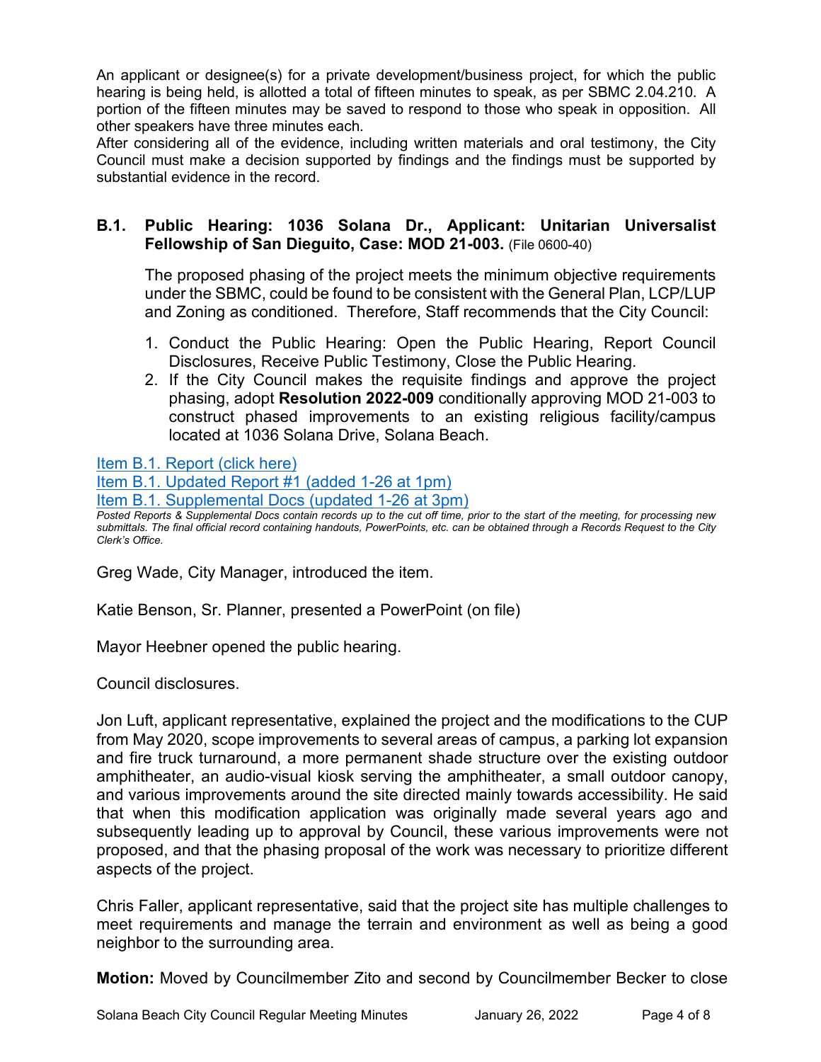An applicant or designee(s) for a private development/business project, for which the public hearing is being held, is allotted a total of fifteen minutes to speak, as per SBMC 2.04.210. A portion of the fifteen minutes may be saved to respond to those who speak in opposition. All other speakers have three minutes each.

After considering all of the evidence, including written materials and oral testimony, the City Council must make a decision supported by findings and the findings must be supported by substantial evidence in the record.

### B.1. Public Hearing: 1036 Solana Dr., Applicant: Unitarian Universalist Fellowship of San Dieguito, Case: MOD 21-003. (File 0600-40)

The proposed phasing of the project meets the minimum objective requirements under the SBMC, could be found to be consistent with the General Plan, LCP/LUP and Zoning as conditioned. Therefore, Staff recommends that the City Council:

1. Conduct the Public Hearing: Open the Public Hearing, Report Council Disclosures, Receive Public Testimony, Close the Public Hearing.
2. If the City Council makes the requisite findings and approve the project phasing, adopt **Resolution 2022-009** conditionally approving MOD 21-003 to construct phased improvements to an existing religious facility/campus located at 1036 Solana Drive, Solana Beach.

Item B.1. Report (click here)
Item B.1. Updated Report #1 (added 1-26 at 1pm)
Item B.1. Supplemental Docs (updated 1-26 at 3pm)

*Posted Reports & Supplemental Docs contain records up to the cut off time, prior to the start of the meeting, for processing new submittals. The final official record containing handouts, PowerPoints, etc. can be obtained through a Records Request to the City Clerk's Office.*

Greg Wade, City Manager, introduced the item.

Katie Benson, Sr. Planner, presented a PowerPoint (on file)

Mayor Heebner opened the public hearing.

Council disclosures.

Jon Luft, applicant representative, explained the project and the modifications to the CUP from May 2020, scope improvements to several areas of campus, a parking lot expansion and fire truck turnaround, a more permanent shade structure over the existing outdoor amphitheater, an audio-visual kiosk serving the amphitheater, a small outdoor canopy, and various improvements around the site directed mainly towards accessibility. He said that when this modification application was originally made several years ago and subsequently leading up to approval by Council, these various improvements were not proposed, and that the phasing proposal of the work was necessary to prioritize different aspects of the project.

Chris Faller, applicant representative, said that the project site has multiple challenges to meet requirements and manage the terrain and environment as well as being a good neighbor to the surrounding area.

**Motion:** Moved by Councilmember Zito and second by Councilmember Becker to close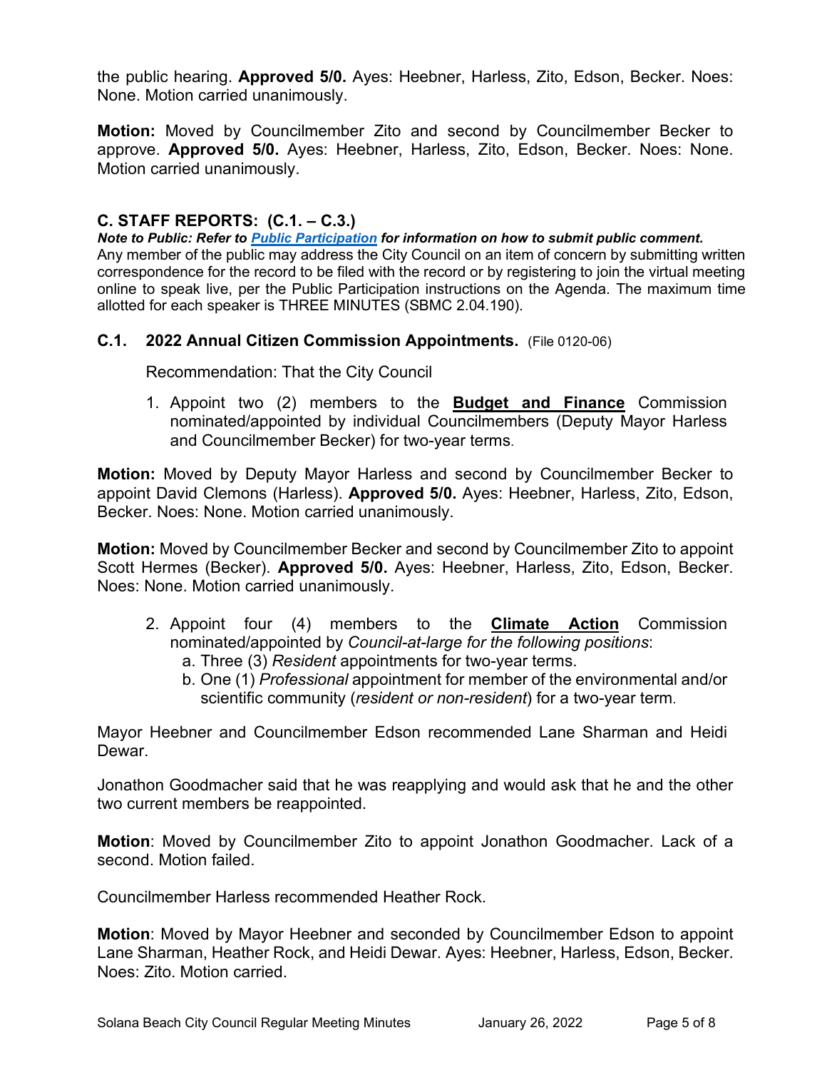the public hearing. **Approved 5/0.** Ayes: Heebner, Harless, Zito, Edson, Becker. Noes: None. Motion carried unanimously.

**Motion:** Moved by Councilmember Zito and second by Councilmember Becker to approve. **Approved 5/0.** Ayes: Heebner, Harless, Zito, Edson, Becker. Noes: None. Motion carried unanimously.

## C. STAFF REPORTS: (C.1. – C.3.)

***Note to Public: Refer to Public Participation for information on how to submit public comment.***
Any member of the public may address the City Council on an item of concern by submitting written correspondence for the record to be filed with the record or by registering to join the virtual meeting online to speak live, per the Public Participation instructions on the Agenda. The maximum time allotted for each speaker is THREE MINUTES (SBMC 2.04.190).

### C.1. 2022 Annual Citizen Commission Appointments. (File 0120-06)

Recommendation: That the City Council

1. Appoint two (2) members to the **Budget and Finance** Commission nominated/appointed by individual Councilmembers (Deputy Mayor Harless and Councilmember Becker) for two-year terms.

**Motion:** Moved by Deputy Mayor Harless and second by Councilmember Becker to appoint David Clemons (Harless). **Approved 5/0.** Ayes: Heebner, Harless, Zito, Edson, Becker. Noes: None. Motion carried unanimously.

**Motion:** Moved by Councilmember Becker and second by Councilmember Zito to appoint Scott Hermes (Becker). **Approved 5/0.** Ayes: Heebner, Harless, Zito, Edson, Becker. Noes: None. Motion carried unanimously.

2. Appoint four (4) members to the **Climate Action** Commission nominated/appointed by *Council-at-large for the following positions*:
   a. Three (3) *Resident* appointments for two-year terms.
   b. One (1) *Professional* appointment for member of the environmental and/or scientific community (*resident or non-resident*) for a two-year term.

Mayor Heebner and Councilmember Edson recommended Lane Sharman and Heidi Dewar.

Jonathon Goodmacher said that he was reapplying and would ask that he and the other two current members be reappointed.

**Motion**: Moved by Councilmember Zito to appoint Jonathon Goodmacher. Lack of a second. Motion failed.

Councilmember Harless recommended Heather Rock.

**Motion**: Moved by Mayor Heebner and seconded by Councilmember Edson to appoint Lane Sharman, Heather Rock, and Heidi Dewar. Ayes: Heebner, Harless, Edson, Becker. Noes: Zito. Motion carried.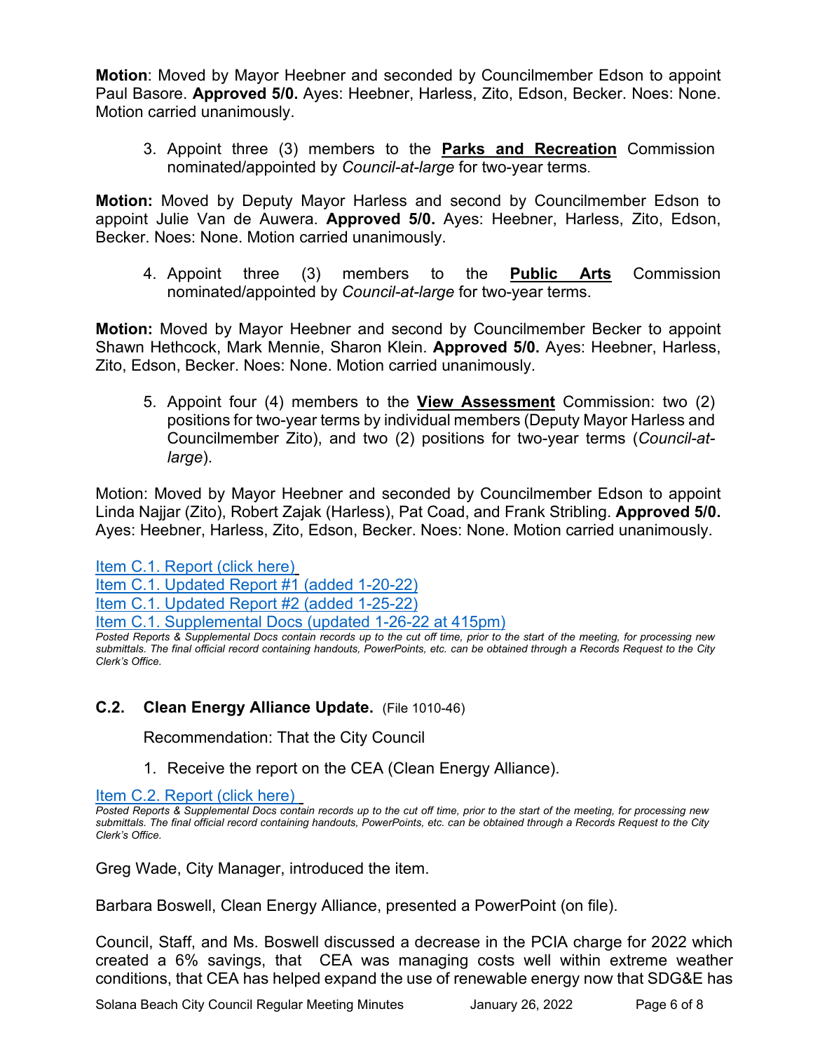**Motion**: Moved by Mayor Heebner and seconded by Councilmember Edson to appoint Paul Basore. **Approved 5/0.** Ayes: Heebner, Harless, Zito, Edson, Becker. Noes: None. Motion carried unanimously.

3. Appoint three (3) members to the **Parks and Recreation** Commission nominated/appointed by *Council-at-large* for two-year terms.

**Motion:** Moved by Deputy Mayor Harless and second by Councilmember Edson to appoint Julie Van de Auwera. **Approved 5/0.** Ayes: Heebner, Harless, Zito, Edson, Becker. Noes: None. Motion carried unanimously.

4. Appoint three (3) members to the **Public Arts** Commission nominated/appointed by *Council-at-large* for two-year terms.

**Motion:** Moved by Mayor Heebner and second by Councilmember Becker to appoint Shawn Hethcock, Mark Mennie, Sharon Klein. **Approved 5/0.** Ayes: Heebner, Harless, Zito, Edson, Becker. Noes: None. Motion carried unanimously.

5. Appoint four (4) members to the **View Assessment** Commission: two (2) positions for two-year terms by individual members (Deputy Mayor Harless and Councilmember Zito), and two (2) positions for two-year terms (*Council-at-large*).

Motion: Moved by Mayor Heebner and seconded by Councilmember Edson to appoint Linda Najjar (Zito), Robert Zajak (Harless), Pat Coad, and Frank Stribling. **Approved 5/0.** Ayes: Heebner, Harless, Zito, Edson, Becker. Noes: None. Motion carried unanimously.

Item C.1. Report (click here)
Item C.1. Updated Report #1 (added 1-20-22)
Item C.1. Updated Report #2 (added 1-25-22)
Item C.1. Supplemental Docs (updated 1-26-22 at 415pm)

*Posted Reports & Supplemental Docs contain records up to the cut off time, prior to the start of the meeting, for processing new submittals. The final official record containing handouts, PowerPoints, etc. can be obtained through a Records Request to the City Clerk's Office.*

### C.2. Clean Energy Alliance Update. (File 1010-46)

Recommendation: That the City Council

1. Receive the report on the CEA (Clean Energy Alliance).

Item C.2. Report (click here)

*Posted Reports & Supplemental Docs contain records up to the cut off time, prior to the start of the meeting, for processing new submittals. The final official record containing handouts, PowerPoints, etc. can be obtained through a Records Request to the City Clerk's Office.*

Greg Wade, City Manager, introduced the item.

Barbara Boswell, Clean Energy Alliance, presented a PowerPoint (on file).

Council, Staff, and Ms. Boswell discussed a decrease in the PCIA charge for 2022 which created a 6% savings, that CEA was managing costs well within extreme weather conditions, that CEA has helped expand the use of renewable energy now that SDG&E has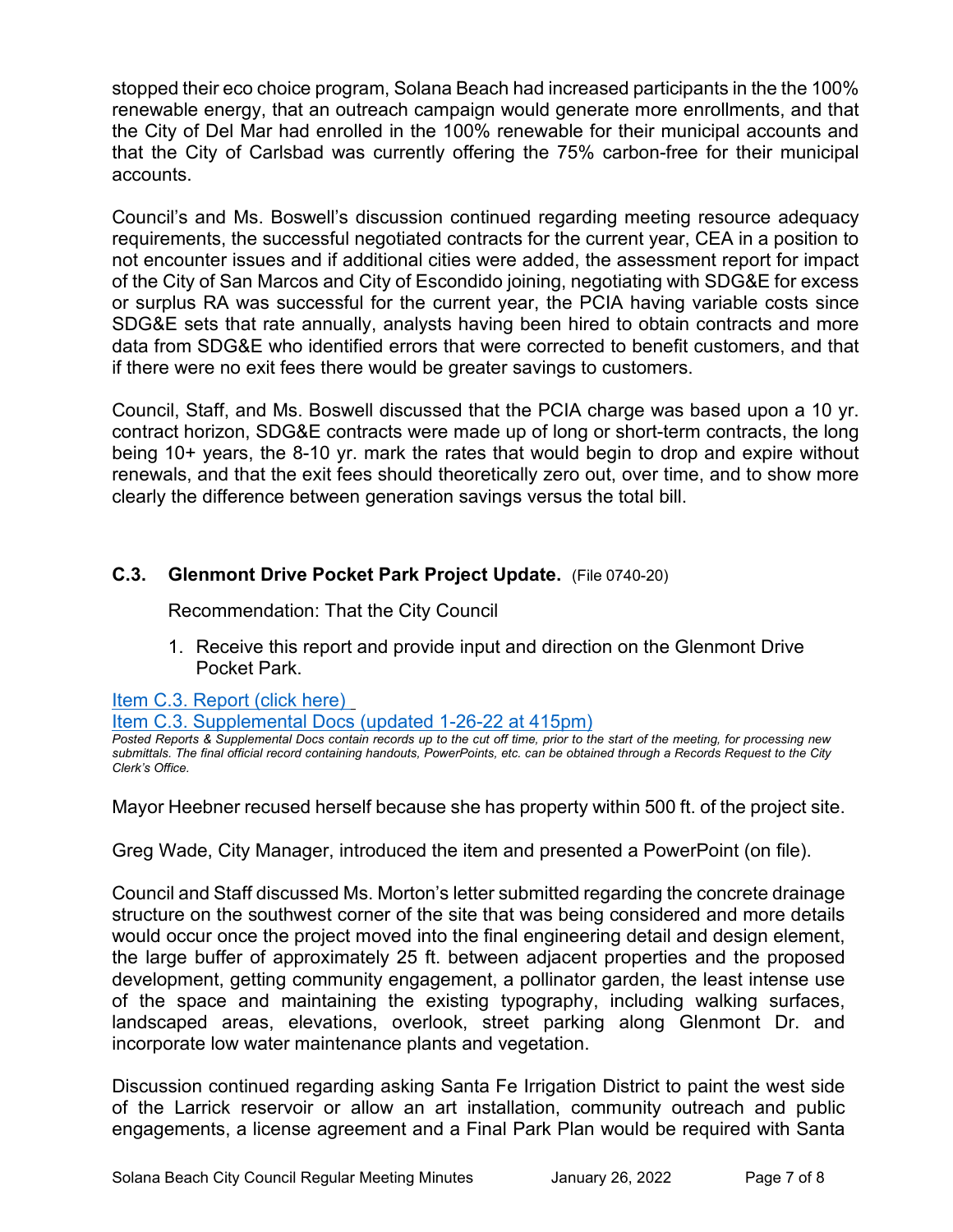stopped their eco choice program, Solana Beach had increased participants in the the 100% renewable energy, that an outreach campaign would generate more enrollments, and that the City of Del Mar had enrolled in the 100% renewable for their municipal accounts and that the City of Carlsbad was currently offering the 75% carbon-free for their municipal accounts.

Council's and Ms. Boswell's discussion continued regarding meeting resource adequacy requirements, the successful negotiated contracts for the current year, CEA in a position to not encounter issues and if additional cities were added, the assessment report for impact of the City of San Marcos and City of Escondido joining, negotiating with SDG&E for excess or surplus RA was successful for the current year, the PCIA having variable costs since SDG&E sets that rate annually, analysts having been hired to obtain contracts and more data from SDG&E who identified errors that were corrected to benefit customers, and that if there were no exit fees there would be greater savings to customers.

Council, Staff, and Ms. Boswell discussed that the PCIA charge was based upon a 10 yr. contract horizon, SDG&E contracts were made up of long or short-term contracts, the long being 10+ years, the 8-10 yr. mark the rates that would begin to drop and expire without renewals, and that the exit fees should theoretically zero out, over time, and to show more clearly the difference between generation savings versus the total bill.

### C.3. Glenmont Drive Pocket Park Project Update. (File 0740-20)

Recommendation: That the City Council

1. Receive this report and provide input and direction on the Glenmont Drive Pocket Park.

[Item C.3. Report (click here)](#)
[Item C.3. Supplemental Docs (updated 1-26-22 at 415pm)](#)

*Posted Reports & Supplemental Docs contain records up to the cut off time, prior to the start of the meeting, for processing new submittals. The final official record containing handouts, PowerPoints, etc. can be obtained through a Records Request to the City Clerk's Office.*

Mayor Heebner recused herself because she has property within 500 ft. of the project site.

Greg Wade, City Manager, introduced the item and presented a PowerPoint (on file).

Council and Staff discussed Ms. Morton's letter submitted regarding the concrete drainage structure on the southwest corner of the site that was being considered and more details would occur once the project moved into the final engineering detail and design element, the large buffer of approximately 25 ft. between adjacent properties and the proposed development, getting community engagement, a pollinator garden, the least intense use of the space and maintaining the existing typography, including walking surfaces, landscaped areas, elevations, overlook, street parking along Glenmont Dr. and incorporate low water maintenance plants and vegetation.

Discussion continued regarding asking Santa Fe Irrigation District to paint the west side of the Larrick reservoir or allow an art installation, community outreach and public engagements, a license agreement and a Final Park Plan would be required with Santa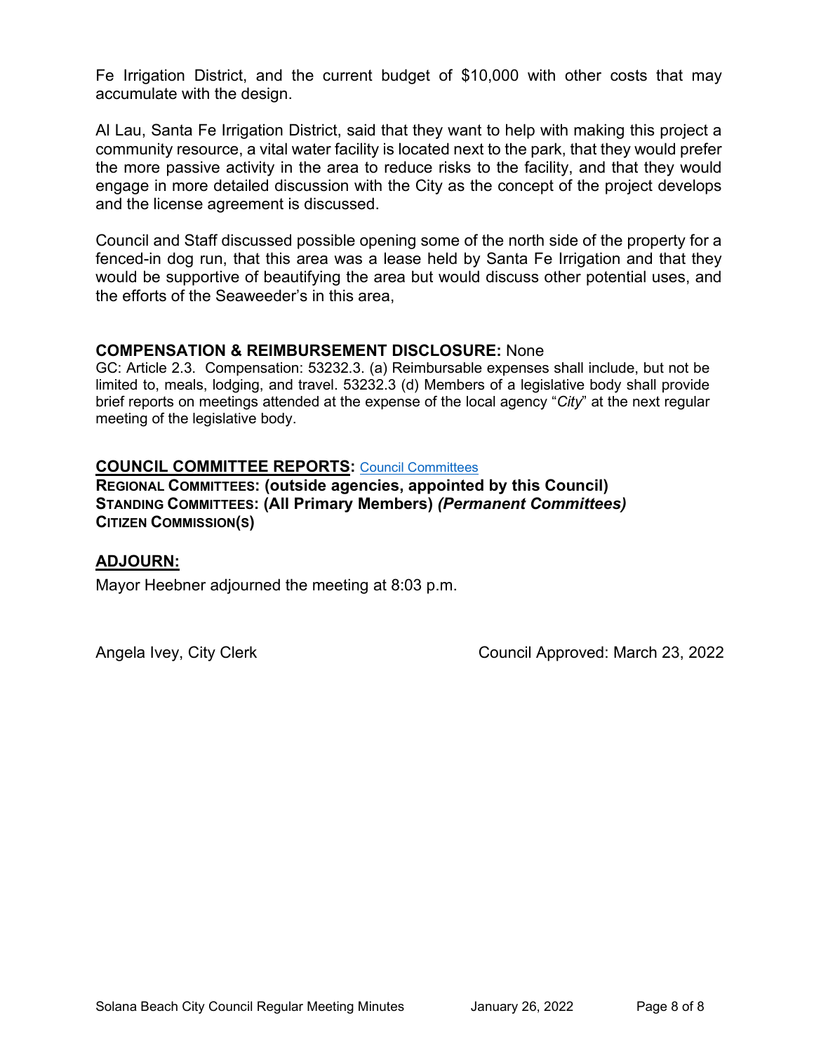Fe Irrigation District, and the current budget of $10,000 with other costs that may accumulate with the design.

Al Lau, Santa Fe Irrigation District, said that they want to help with making this project a community resource, a vital water facility is located next to the park, that they would prefer the more passive activity in the area to reduce risks to the facility, and that they would engage in more detailed discussion with the City as the concept of the project develops and the license agreement is discussed.

Council and Staff discussed possible opening some of the north side of the property for a fenced-in dog run, that this area was a lease held by Santa Fe Irrigation and that they would be supportive of beautifying the area but would discuss other potential uses, and the efforts of the Seaweeder's in this area,

**COMPENSATION & REIMBURSEMENT DISCLOSURE:** None

GC: Article 2.3. Compensation: 53232.3. (a) Reimbursable expenses shall include, but not be limited to, meals, lodging, and travel. 53232.3 (d) Members of a legislative body shall provide brief reports on meetings attended at the expense of the local agency "*City*" at the next regular meeting of the legislative body.

**COUNCIL COMMITTEE REPORTS:** Council Committees

**REGIONAL COMMITTEES: (outside agencies, appointed by this Council)**

**STANDING COMMITTEES: (All Primary Members)** ***(Permanent Committees)***

**CITIZEN COMMISSION(S)**

## ADJOURN:

Mayor Heebner adjourned the meeting at 8:03 p.m.

Angela Ivey, City Clerk Council Approved: March 23, 2022